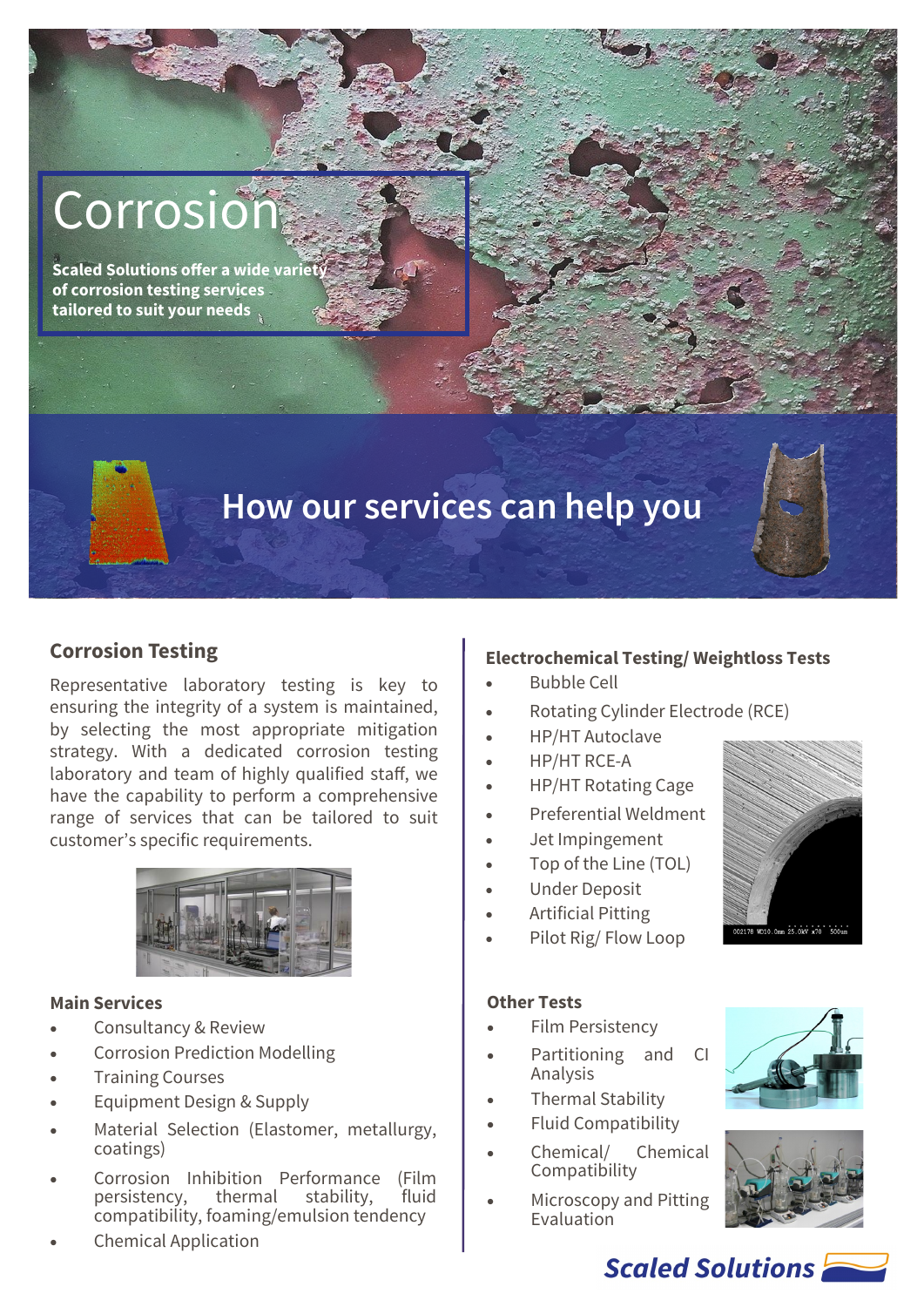# Corrosion

**Scaled Solutions offer a wide variety of corrosion testing services tailored to suit your needs**

## How our services can help you

### Corrosion Testing

Representative laboratory testing is key to ensuring the integrity of a system is maintained, by selecting the most appropriate mitigation strategy. With a dedicated corrosion testing laboratory and team of highly qualified staff, we have the capability to perform a comprehensive range of services that can be tailored to suit customer's specific requirements.

### Main Services

- Consultancy & Review
- Corrosion Prediction Modelling
- Training Courses
- Equipment Design & Supply
- Material Selection (Elastomer, metallurgy, coatings)
- Corrosion Inhibition Performance (Film persistency, thermal stability, fluid compatibility, foaming/emulsion tendency
- Chemical Application

### Electrochemical Testing/ Weightloss Tests

- Bubble Cell
- Rotating Cylinder Electrode (RCE)
- HP/HT Autoclave
- HP/HT RCE-A
- HP/HT Rotating Cage
- Preferential Weldment
- Jet Impingement
- Top of the Line (TOL)
- Under Deposit
- Artificial Pitting
- Pilot Rig/ Flow Loop

### Other Tests

- Film Persistency
- Partitioning and CI Analysis
- Thermal Stability
- Fluid Compatibility
- Chemical/ Chemical Compatibility
- Microscopy and Pitting Evaluation

**Scaled Solutions**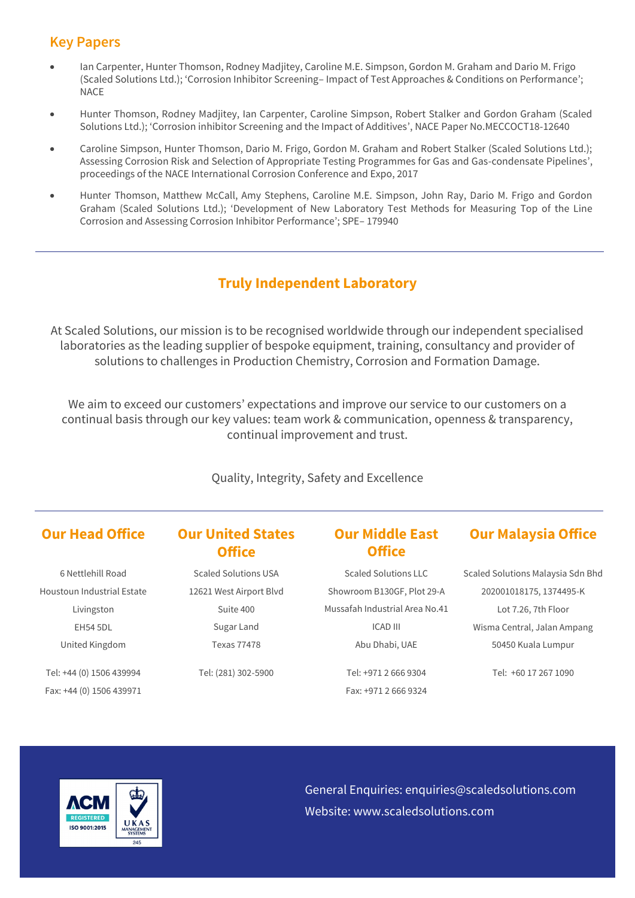## Key Papers

- Ian Carpenter, Hunter Thomson, Rodney Madjitey, Caroline M.E. Simpson, Gordon M. Graham and Dario M. Frigo (Scaled Solutions Ltd.); 'Corrosion Inhibitor Screening– Impact of Test Approaches & Conditions on Performance'; NACE
- Hunter Thomson, Rodney Madjitey, Ian Carpenter, Caroline Simpson, Robert Stalker and Gordon Graham (Scaled Solutions Ltd.); 'Corrosion inhibitor Screening and the Impact of Additives', NACE Paper No.MECCOCT18-12640
- Caroline Simpson, Hunter Thomson, Dario M. Frigo, Gordon M. Graham and Robert Stalker (Scaled Solutions Ltd.); Assessing Corrosion Risk and Selection of Appropriate Testing Programmes for Gas and Gas-condensate Pipelines', proceedings of the NACE International Corrosion Conference and Expo, 2017
- Hunter Thomson, Matthew McCall, Amy Stephens, Caroline M.E. Simpson, John Ray, Dario M. Frigo and Gordon Graham (Scaled Solutions Ltd.); 'Development of New Laboratory Test Methods for Measuring Top of the Line Corrosion and Assessing Corrosion Inhibitor Performance'; SPE– 179940

---

## Truly Independent Laboratory

At Scaled Solutions, our mission is to be recognised worldwide through our independent specialised laboratories as the leading supplier of bespoke equipment, training, consultancy and provider of solutions to challenges in Production Chemistry, Corrosion and Formation Damage.

We aim to exceed our customers' expectations and improve our service to our customers on a continual basis through our key values: team work & communication, openness & transparency, continual improvement and trust.

Quality, Integrity, Safety and Excellence

---

### Our Head Office

6 Nettlehill Road
Houstoun Industrial Estate
Livingston
EH54 5DL
United Kingdom

Tel: +44 (0) 1506 439994
Fax: +44 (0) 1506 439971

### Our United States Office

Scaled Solutions USA
12621 West Airport Blvd
Suite 400
Sugar Land
Texas 77478

Tel: (281) 302-5900

### Our Middle East Office

Scaled Solutions LLC
Showroom B130GF, Plot 29-A
Mussafah Industrial Area No.41
ICAD III
Abu Dhabi, UAE

Tel: +971 2 666 9304
Fax: +971 2 666 9324

### Our Malaysia Office

Scaled Solutions Malaysia Sdn Bhd
202001018175, 1374495-K
Lot 7.26, 7th Floor
Wisma Central, Jalan Ampang
50450 Kuala Lumpur

Tel: +60 17 267 1090

ACM REGISTERED ISO 9001:2015 — UKAS MANAGEMENT SYSTEMS 245

General Enquiries: enquiries@scaledsolutions.com
Website: www.scaledsolutions.com